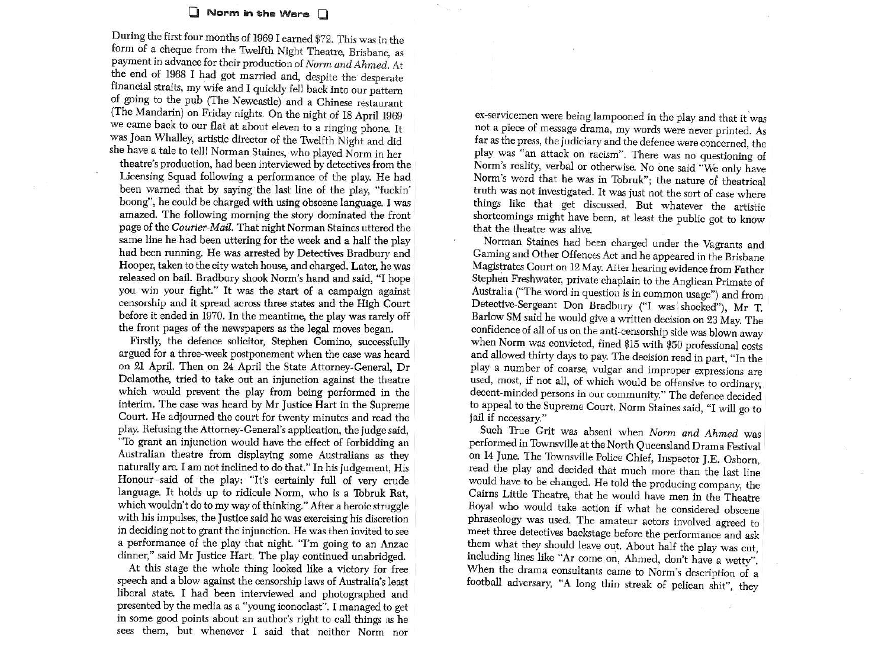# Norm in the Wars

During the first four months of 1969 I earned $72. This was in the form of a cheque from the Twelfth Night Theatre, Brisbane, as payment in advance for their production of *Norm and Ahmed*. At the end of 1968 I had got married and, despite the desperate financial straits, my wife and I quickly fell back into our pattern of going to the pub (The Newcastle) and a Chinese restaurant (The Mandarin) on Friday nights. On the night of 18 April 1969 we came back to our flat at about eleven to a ringing phone. It was Joan Whalley, artistic director of the Twelfth Night and did she have a tale to tell! Norman Staines, who played Norm in her theatre's production, had been interviewed by detectives from the Licensing Squad following a performance of the play. He had been warned that by saying the last line of the play, "fuckin' boong", he could be charged with using obscene language. I was amazed. The following morning the story dominated the front page of the *Courier-Mail*. That night Norman Staines uttered the same line he had been uttering for the week and a half the play had been running. He was arrested by Detectives Bradbury and Hooper, taken to the city watch house, and charged. Later, he was released on bail. Bradbury shook Norm's hand and said, "I hope you win your fight." It was the start of a campaign against censorship and it spread across three states and the High Court before it ended in 1970. In the meantime, the play was rarely off the front pages of the newspapers as the legal moves began.

Firstly, the defence solicitor, Stephen Comino, successfully argued for a three-week postponement when the case was heard on 21 April. Then on 24 April the State Attorney-General, Dr Delamothe, tried to take out an injunction against the theatre which would prevent the play from being performed in the interim. The case was heard by Mr Justice Hart in the Supreme Court. He adjourned the court for twenty minutes and read the play. Refusing the Attorney-General's application, the judge said, "To grant an injunction would have the effect of forbidding an Australian theatre from displaying some Australians as they naturally are. I am not inclined to do that." In his judgement, His Honour said of the play: "It's certainly full of very crude language. It holds up to ridicule Norm, who is a Tobruk Rat, which wouldn't do to my way of thinking." After a heroic struggle with his impulses, the Justice said he was exercising his discretion in deciding not to grant the injunction. He was then invited to see a performance of the play that night. "I'm going to an Anzac dinner," said Mr Justice Hart. The play continued unabridged.

At this stage the whole thing looked like a victory for free speech and a blow against the censorship laws of Australia's least liberal state. I had been interviewed and photographed and presented by the media as a "young iconoclast". I managed to get in some good points about an author's right to call things as he sees them, but whenever I said that neither Norm nor ex-servicemen were being lampooned in the play and that it was not a piece of message drama, my words were never printed. As far as the press, the judiciary and the defence were concerned, the play was "an attack on racism". There was no questioning of Norm's reality, verbal or otherwise. No one said "We only have Norm's word that he was in Tobruk"; the nature of theatrical truth was not investigated. It was just not the sort of case where things like that get discussed. But whatever the artistic shortcomings might have been, at least the public got to know that the theatre was alive.

Norman Staines had been charged under the Vagrants and Gaming and Other Offences Act and he appeared in the Brisbane Magistrates Court on 12 May. After hearing evidence from Father Stephen Freshwater, private chaplain to the Anglican Primate of Australia ("The word in question is in common usage") and from Detective-Sergeant Don Bradbury ("I was shocked"), Mr T. Barlow SM said he would give a written decision on 23 May. The confidence of all of us on the anti-censorship side was blown away when Norm was convicted, fined $15 with $50 professional costs and allowed thirty days to pay. The decision read in part, "In the play a number of coarse, vulgar and improper expressions are used, most, if not all, of which would be offensive to ordinary, decent-minded persons in our community." The defence decided to appeal to the Supreme Court. Norm Staines said, "I will go to jail if necessary."

Such True Grit was absent when *Norm and Ahmed* was performed in Townsville at the North Queensland Drama Festival on 14 June. The Townsville Police Chief, Inspector J.E. Osborn, read the play and decided that much more than the last line would have to be changed. He told the producing company, the Cairns Little Theatre, that he would have men in the Theatre Royal who would take action if what he considered obscene phraseology was used. The amateur actors involved agreed to meet three detectives backstage before the performance and ask them what they should leave out. About half the play was cut, including lines like "Ar come on, Ahmed, don't have a wetty". When the drama consultants came to Norm's description of a football adversary, "A long thin streak of pelican shit", they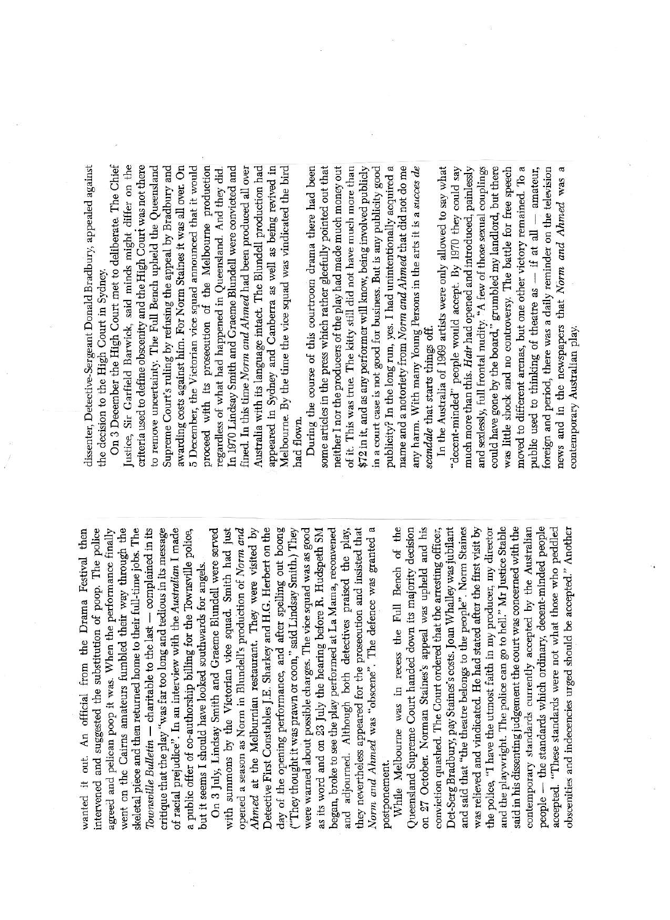wanted it out. An official from the Drama Festival then intervened and suggested the substitution of poop. The police agreed and pelican poop it was. When the performance finally went on the Cairns amateurs fumbled their way through the skeletal piece and then returned home to their full-time jobs. The *Townsville Bulletin* — charitable to the last — complained in its critique that the play "was far too long and tedious in its message of racial prejudice". In an interview with the *Australian* I made a public offer of co-authorship billing for the Townsville police, but it seems I should have looked southwards for angels.

On 3 July, Lindsay Smith and Graeme Blundell were served with summons by the Victorian vice squad. Smith had just opened a season as Norm in Blundell's production of *Norm and Ahmed* at the Melburnian restaurant. They were visited by Detective First Constables J.E. Sharkey and H.G. Herbert on the day of the opening performance, and after spelling out boong ("They thought it was prawn or coon," said Lindsay Smith.) They were warned about possible charges. The vice squad was as good as its word and on 23 July the hearing before R. Hudspeth SM began, broke to see the play performed at La Mama, reconvened and adjourned. Although both detectives praised the play, they nevertheless appeared for the prosecution and insisted that *Norm and Ahmed* was "obscene". The defence was granted a postponement.

While Melbourne was in recess the Full Bench of the Queensland Supreme Court handed down its majority decision on 27 October. Norman Staines's appeal was upheld and his conviction quashed. The Court ordered that the arresting officer, Det-Serg Bradbury, pay Staines's costs. Joan Whalley was jubilant and said that "the theatre belongs to the people". Norm Staines was relieved and vindicated. He had stated after the first visit by the police, "I have the utmost faith in my producer, my director and the playwright. The police can go to hell." Mr Justice Stable said in his dissenting judgement the court was concerned with the contemporary standards currently accepted by the Australian people — the standards which ordinary, decent-minded people accepted. "These standards were not what those who peddled obscenities and indecencies urged should be accepted." Another dissenter, Detective-Sergeant Donald Bradbury, appealed against the decision to the High Court in Sydney.

On 3 December the High Court met to deliberate. The Chief Justice, Sir Garfield Barwick, said minds might differ on the criteria used to define obscenity and the High Court was not there to remove uncertainty. The Full Bench upheld the Queensland Supreme Court's ruling by refusing the appeal by Bradbury and awarding costs against him. For Norm Staines it was all over. On 5 December, the Victorian vice squad announced that it would proceed with its prosecution of the Melbourne production regardless of what had happened in Queensland. And they did. In 1970 Lindsay Smith and Graeme Blundell were convicted and fined. In this time *Norm and Ahmed* had been produced all over Australia with its language intact. The Blundell production had appeared in Sydney and Canberra as well as being revived in Melbourne. By the time the vice squad was vindicated the bird had flown.

During the course of this courtroom drama there had been some articles in the press which rather gleefully pointed out that neither I nor the producers of the play had made much money out of it. This was true. The kitty still did not have much more than $72 in it, and as any performer will know, being involved publicly in a court case is not good for business. But is any publicity good publicity? In the long run, yes. I had unintentionally acquired a name and a notoriety from *Norm and Ahmed* that did not do me any harm. With many Young Persons in the arts it is a *succes de scandale* that starts things off.

In the Australia of 1969 artists were only allowed to say what "decent-minded" people would accept. By 1970 they could say much more than this. *Hair* had opened and introduced, painlessly and sexlessly, full frontal nudity. "A few of those sexual couplings could have gone by the board," grumbled my landlord, but there was little shock and no controversy. The battle for free speech moved to different arenas, but one other victory remained. To a public used to thinking of theatre as — if at all — amateur, foreign and period, there was a daily reminder on the television news and in the newspapers that *Norm and Ahmed* was a contemporary Australian play.